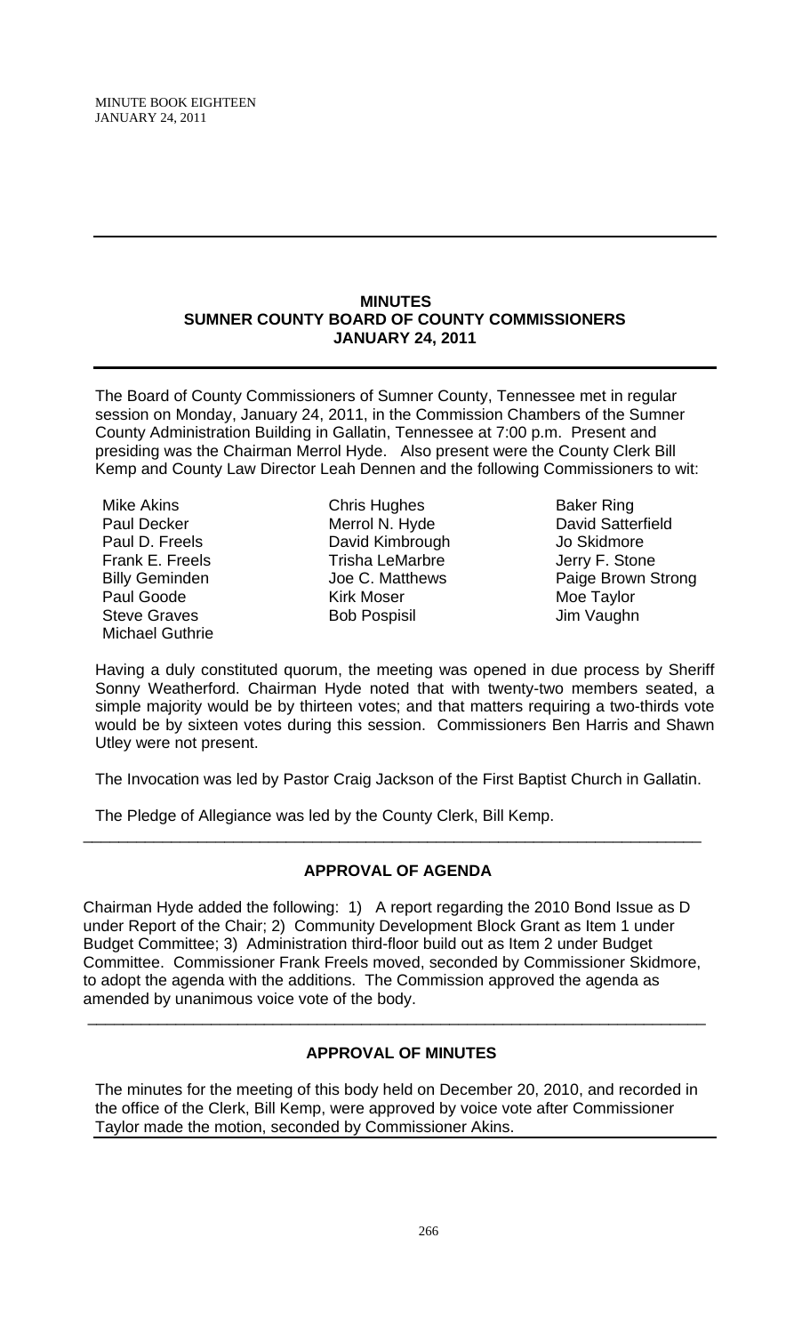## MINUTES
## SUMNER COUNTY BOARD OF COUNTY COMMISSIONERS
## JANUARY 24, 2011

The Board of County Commissioners of Sumner County, Tennessee met in regular session on Monday, January 24, 2011, in the Commission Chambers of the Sumner County Administration Building in Gallatin, Tennessee at 7:00 p.m. Present and presiding was the Chairman Merrol Hyde. Also present were the County Clerk Bill Kemp and County Law Director Leah Dennen and the following Commissioners to wit:

| | | |
|---|---|---|
| Mike Akins | Chris Hughes | Baker Ring |
| Paul Decker | Merrol N. Hyde | David Satterfield |
| Paul D. Freels | David Kimbrough | Jo Skidmore |
| Frank E. Freels | Trisha LeMarbre | Jerry F. Stone |
| Billy Geminden | Joe C. Matthews | Paige Brown Strong |
| Paul Goode | Kirk Moser | Moe Taylor |
| Steve Graves | Bob Pospisil | Jim Vaughn |
| Michael Guthrie | | |

Having a duly constituted quorum, the meeting was opened in due process by Sheriff Sonny Weatherford. Chairman Hyde noted that with twenty-two members seated, a simple majority would be by thirteen votes; and that matters requiring a two-thirds vote would be by sixteen votes during this session. Commissioners Ben Harris and Shawn Utley were not present.

The Invocation was led by Pastor Craig Jackson of the First Baptist Church in Gallatin.

The Pledge of Allegiance was led by the County Clerk, Bill Kemp.

---

### APPROVAL OF AGENDA

Chairman Hyde added the following: 1) A report regarding the 2010 Bond Issue as D under Report of the Chair; 2) Community Development Block Grant as Item 1 under Budget Committee; 3) Administration third-floor build out as Item 2 under Budget Committee. Commissioner Frank Freels moved, seconded by Commissioner Skidmore, to adopt the agenda with the additions. The Commission approved the agenda as amended by unanimous voice vote of the body.

---

### APPROVAL OF MINUTES

The minutes for the meeting of this body held on December 20, 2010, and recorded in the office of the Clerk, Bill Kemp, were approved by voice vote after Commissioner Taylor made the motion, seconded by Commissioner Akins.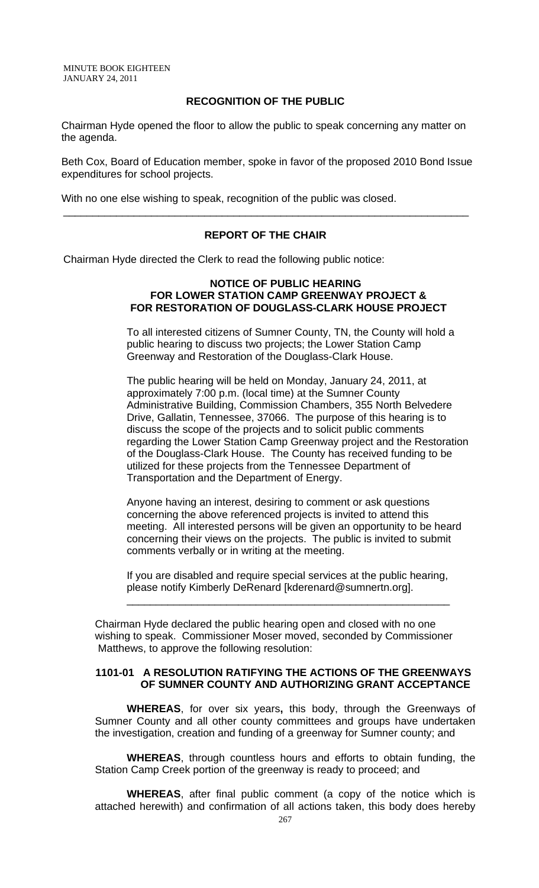## RECOGNITION OF THE PUBLIC

Chairman Hyde opened the floor to allow the public to speak concerning any matter on the agenda.

Beth Cox, Board of Education member, spoke in favor of the proposed 2010 Bond Issue expenditures for school projects.

With no one else wishing to speak, recognition of the public was closed.

---

## REPORT OF THE CHAIR

Chairman Hyde directed the Clerk to read the following public notice:

**NOTICE OF PUBLIC HEARING**
**FOR LOWER STATION CAMP GREENWAY PROJECT &**
**FOR RESTORATION OF DOUGLASS-CLARK HOUSE PROJECT**

To all interested citizens of Sumner County, TN, the County will hold a public hearing to discuss two projects; the Lower Station Camp Greenway and Restoration of the Douglass-Clark House.

The public hearing will be held on Monday, January 24, 2011, at approximately 7:00 p.m. (local time) at the Sumner County Administrative Building, Commission Chambers, 355 North Belvedere Drive, Gallatin, Tennessee, 37066. The purpose of this hearing is to discuss the scope of the projects and to solicit public comments regarding the Lower Station Camp Greenway project and the Restoration of the Douglass-Clark House. The County has received funding to be utilized for these projects from the Tennessee Department of Transportation and the Department of Energy.

Anyone having an interest, desiring to comment or ask questions concerning the above referenced projects is invited to attend this meeting. All interested persons will be given an opportunity to be heard concerning their views on the projects. The public is invited to submit comments verbally or in writing at the meeting.

If you are disabled and require special services at the public hearing, please notify Kimberly DeRenard [kderenard@sumnertn.org].

---

Chairman Hyde declared the public hearing open and closed with no one wishing to speak. Commissioner Moser moved, seconded by Commissioner Matthews, to approve the following resolution:

**1101-01 A RESOLUTION RATIFYING THE ACTIONS OF THE GREENWAYS OF SUMNER COUNTY AND AUTHORIZING GRANT ACCEPTANCE**

**WHEREAS**, for over six years**,** this body, through the Greenways of Sumner County and all other county committees and groups have undertaken the investigation, creation and funding of a greenway for Sumner county; and

**WHEREAS**, through countless hours and efforts to obtain funding, the Station Camp Creek portion of the greenway is ready to proceed; and

**WHEREAS**, after final public comment (a copy of the notice which is attached herewith) and confirmation of all actions taken, this body does hereby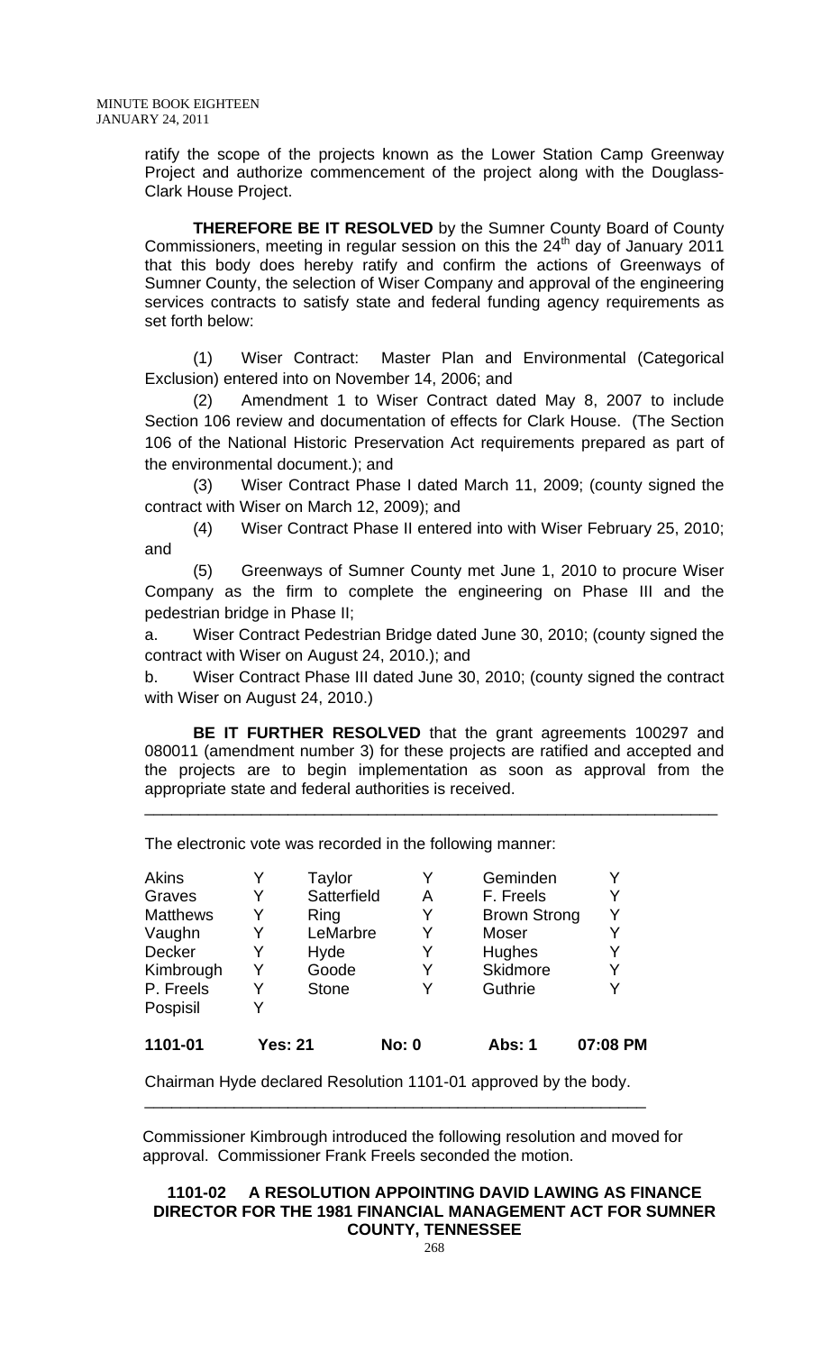ratify the scope of the projects known as the Lower Station Camp Greenway Project and authorize commencement of the project along with the Douglass-Clark House Project.

**THEREFORE BE IT RESOLVED** by the Sumner County Board of County Commissioners, meeting in regular session on this the 24th day of January 2011 that this body does hereby ratify and confirm the actions of Greenways of Sumner County, the selection of Wiser Company and approval of the engineering services contracts to satisfy state and federal funding agency requirements as set forth below:

(1) Wiser Contract: Master Plan and Environmental (Categorical Exclusion) entered into on November 14, 2006; and

(2) Amendment 1 to Wiser Contract dated May 8, 2007 to include Section 106 review and documentation of effects for Clark House. (The Section 106 of the National Historic Preservation Act requirements prepared as part of the environmental document.); and

(3) Wiser Contract Phase I dated March 11, 2009; (county signed the contract with Wiser on March 12, 2009); and

(4) Wiser Contract Phase II entered into with Wiser February 25, 2010; and

(5) Greenways of Sumner County met June 1, 2010 to procure Wiser Company as the firm to complete the engineering on Phase III and the pedestrian bridge in Phase II;

a. Wiser Contract Pedestrian Bridge dated June 30, 2010; (county signed the contract with Wiser on August 24, 2010.); and

b. Wiser Contract Phase III dated June 30, 2010; (county signed the contract with Wiser on August 24, 2010.)

**BE IT FURTHER RESOLVED** that the grant agreements 100297 and 080011 (amendment number 3) for these projects are ratified and accepted and the projects are to begin implementation as soon as approval from the appropriate state and federal authorities is received.

---

The electronic vote was recorded in the following manner:

| | | | | | |
|---|---|---|---|---|---|
| Akins | Y | Taylor | Y | Geminden | Y |
| Graves | Y | Satterfield | A | F. Freels | Y |
| Matthews | Y | Ring | Y | Brown Strong | Y |
| Vaughn | Y | LeMarbre | Y | Moser | Y |
| Decker | Y | Hyde | Y | Hughes | Y |
| Kimbrough | Y | Goode | Y | Skidmore | Y |
| P. Freels | Y | Stone | Y | Guthrie | Y |
| Pospisil | Y | | | | |

**1101-01 Yes: 21 No: 0 Abs: 1 07:08 PM**

Chairman Hyde declared Resolution 1101-01 approved by the body.

---

Commissioner Kimbrough introduced the following resolution and moved for approval. Commissioner Frank Freels seconded the motion.

**1101-02 A RESOLUTION APPOINTING DAVID LAWING AS FINANCE DIRECTOR FOR THE 1981 FINANCIAL MANAGEMENT ACT FOR SUMNER COUNTY, TENNESSEE**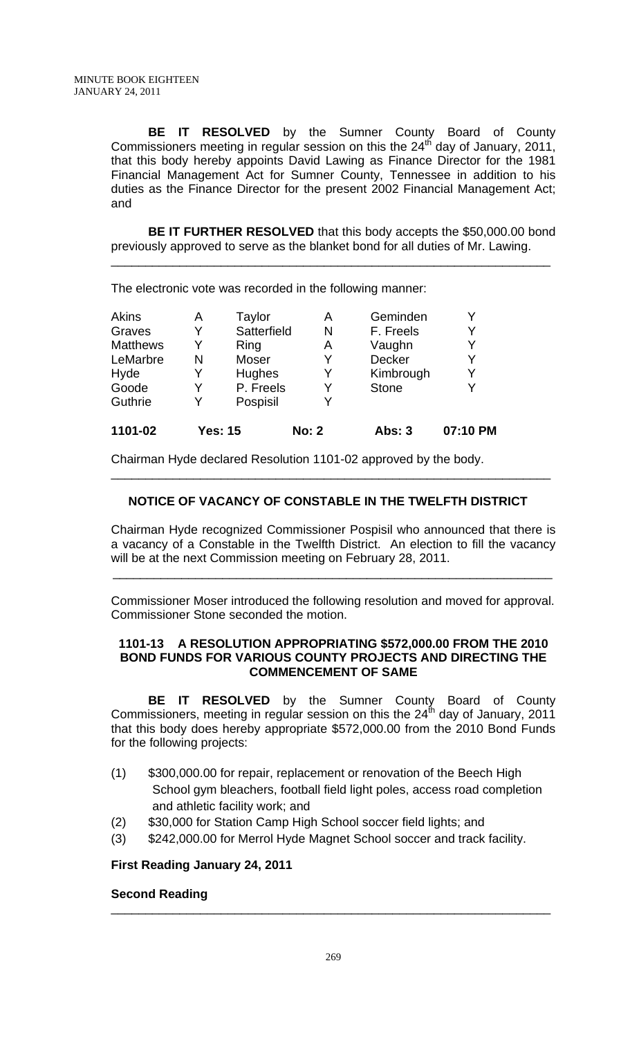**BE IT RESOLVED** by the Sumner County Board of County Commissioners meeting in regular session on this the 24th day of January, 2011, that this body hereby appoints David Lawing as Finance Director for the 1981 Financial Management Act for Sumner County, Tennessee in addition to his duties as the Finance Director for the present 2002 Financial Management Act; and

**BE IT FURTHER RESOLVED** that this body accepts the $50,000.00 bond previously approved to serve as the blanket bond for all duties of Mr. Lawing.

---

The electronic vote was recorded in the following manner:

| | | | | | | |
|---|---|---|---|---|---|---|
| Akins | A | Taylor | A | Geminden | Y | |
| Graves | Y | Satterfield | N | F. Freels | Y | |
| Matthews | Y | Ring | A | Vaughn | Y | |
| LeMarbre | N | Moser | Y | Decker | Y | |
| Hyde | Y | Hughes | Y | Kimbrough | Y | |
| Goode | Y | P. Freels | Y | Stone | Y | |
| Guthrie | Y | Pospisil | Y | | | |
| **1101-02** | **Yes: 15** | | **No: 2** | **Abs: 3** | | **07:10 PM** |

Chairman Hyde declared Resolution 1101-02 approved by the body.

---

**NOTICE OF VACANCY OF CONSTABLE IN THE TWELFTH DISTRICT**

Chairman Hyde recognized Commissioner Pospisil who announced that there is a vacancy of a Constable in the Twelfth District. An election to fill the vacancy will be at the next Commission meeting on February 28, 2011.

---

Commissioner Moser introduced the following resolution and moved for approval. Commissioner Stone seconded the motion.

**1101-13 A RESOLUTION APPROPRIATING $572,000.00 FROM THE 2010 BOND FUNDS FOR VARIOUS COUNTY PROJECTS AND DIRECTING THE COMMENCEMENT OF SAME**

**BE IT RESOLVED** by the Sumner County Board of County Commissioners, meeting in regular session on this the 24th day of January, 2011 that this body does hereby appropriate $572,000.00 from the 2010 Bond Funds for the following projects:

(1) $300,000.00 for repair, replacement or renovation of the Beech High School gym bleachers, football field light poles, access road completion and athletic facility work; and

(2) $30,000 for Station Camp High School soccer field lights; and

(3) $242,000.00 for Merrol Hyde Magnet School soccer and track facility.

**First Reading January 24, 2011**

**Second Reading**

---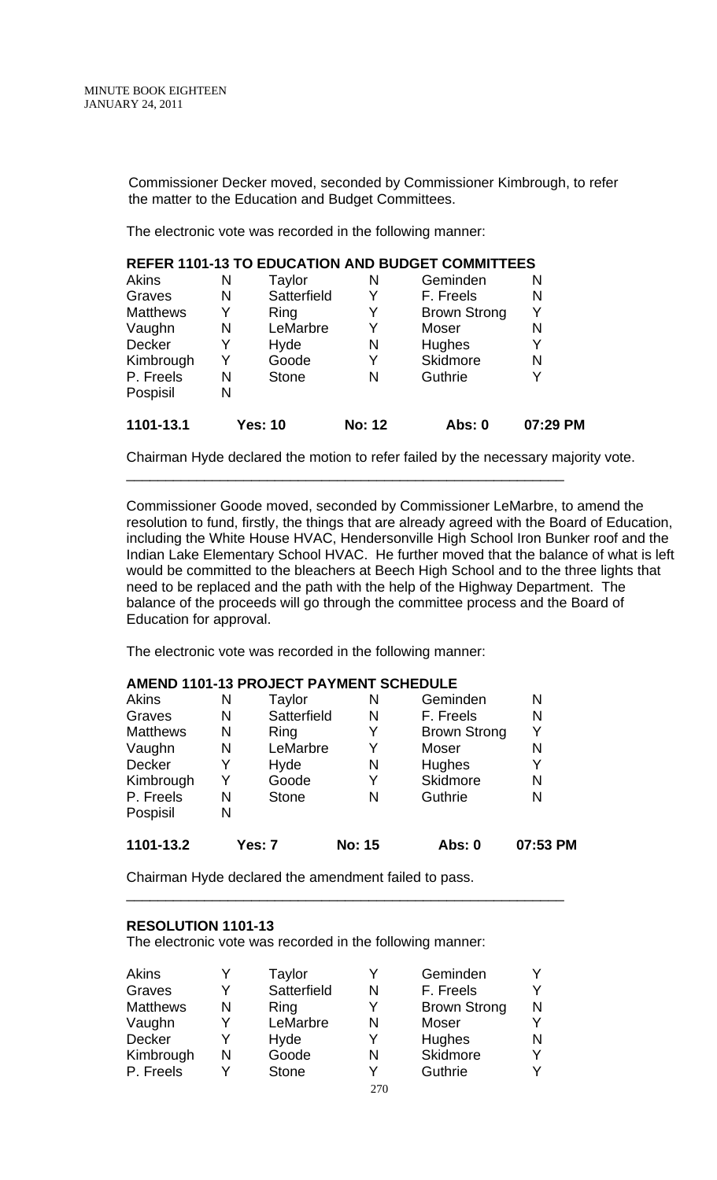Commissioner Decker moved, seconded by Commissioner Kimbrough, to refer the matter to the Education and Budget Committees.

The electronic vote was recorded in the following manner:

**REFER 1101-13 TO EDUCATION AND BUDGET COMMITTEES**

| | | | | | |
|---|---|---|---|---|---|
| Akins | N | Taylor | N | Geminden | N |
| Graves | N | Satterfield | Y | F. Freels | N |
| Matthews | Y | Ring | Y | Brown Strong | Y |
| Vaughn | N | LeMarbre | Y | Moser | N |
| Decker | Y | Hyde | N | Hughes | Y |
| Kimbrough | Y | Goode | Y | Skidmore | N |
| P. Freels | N | Stone | N | Guthrie | Y |
| Pospisil | N | | | | |
| **1101-13.1** | **Yes: 10** | | **No: 12** | **Abs: 0** | **07:29 PM** |

Chairman Hyde declared the motion to refer failed by the necessary majority vote.

---

Commissioner Goode moved, seconded by Commissioner LeMarbre, to amend the resolution to fund, firstly, the things that are already agreed with the Board of Education, including the White House HVAC, Hendersonville High School Iron Bunker roof and the Indian Lake Elementary School HVAC. He further moved that the balance of what is left would be committed to the bleachers at Beech High School and to the three lights that need to be replaced and the path with the help of the Highway Department. The balance of the proceeds will go through the committee process and the Board of Education for approval.

The electronic vote was recorded in the following manner:

**AMEND 1101-13 PROJECT PAYMENT SCHEDULE**

| | | | | | |
|---|---|---|---|---|---|
| Akins | N | Taylor | N | Geminden | N |
| Graves | N | Satterfield | N | F. Freels | N |
| Matthews | N | Ring | Y | Brown Strong | Y |
| Vaughn | N | LeMarbre | Y | Moser | N |
| Decker | Y | Hyde | N | Hughes | Y |
| Kimbrough | Y | Goode | Y | Skidmore | N |
| P. Freels | N | Stone | N | Guthrie | N |
| Pospisil | N | | | | |
| **1101-13.2** | **Yes: 7** | | **No: 15** | **Abs: 0** | **07:53 PM** |

Chairman Hyde declared the amendment failed to pass.

---

**RESOLUTION 1101-13**

The electronic vote was recorded in the following manner:

| | | | | | |
|---|---|---|---|---|---|
| Akins | Y | Taylor | Y | Geminden | Y |
| Graves | Y | Satterfield | N | F. Freels | Y |
| Matthews | N | Ring | Y | Brown Strong | N |
| Vaughn | Y | LeMarbre | N | Moser | Y |
| Decker | Y | Hyde | Y | Hughes | N |
| Kimbrough | N | Goode | N | Skidmore | Y |
| P. Freels | Y | Stone | Y | Guthrie | Y |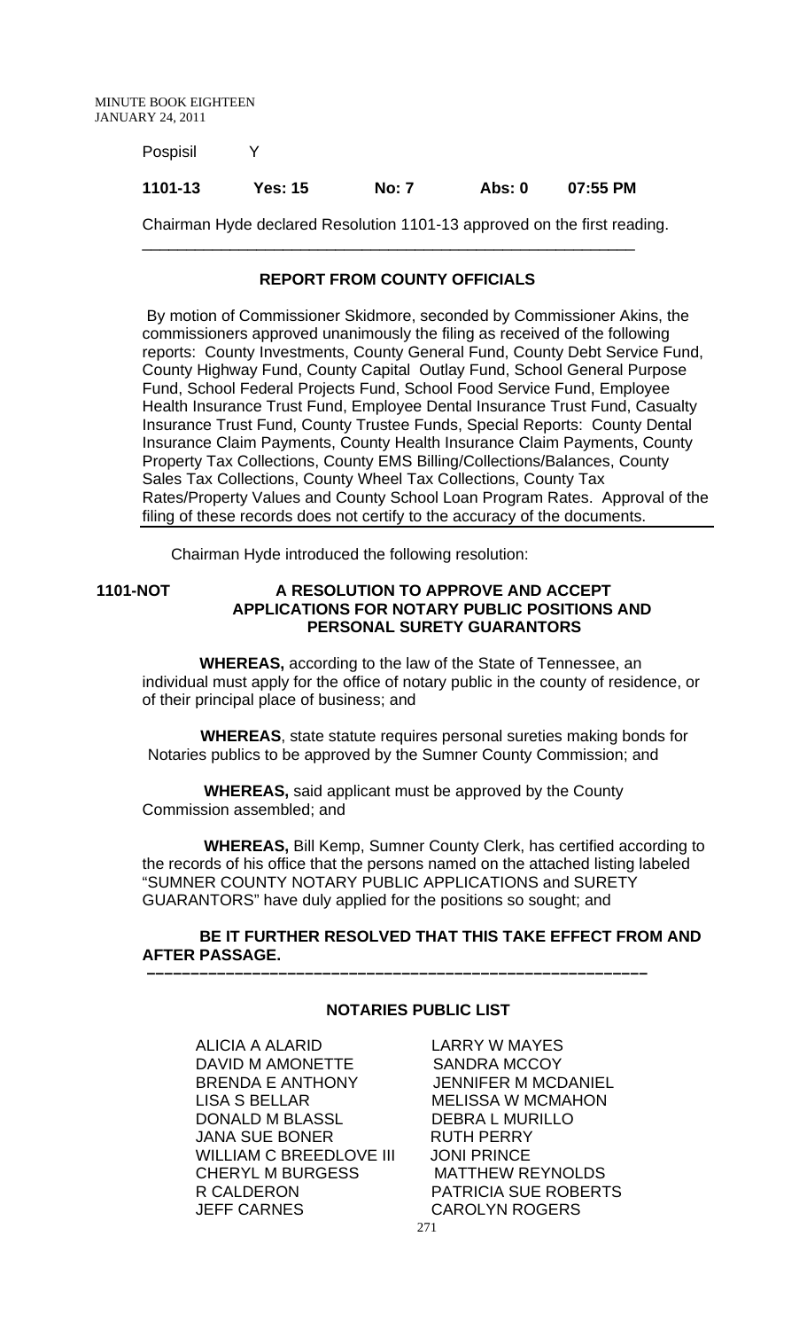Pospisil Y

| 1101-13 | Yes: 15 | No: 7 | Abs: 0 | 07:55 PM |
|---|---|---|---|---|

Chairman Hyde declared Resolution 1101-13 approved on the first reading.

---

## REPORT FROM COUNTY OFFICIALS

By motion of Commissioner Skidmore, seconded by Commissioner Akins, the commissioners approved unanimously the filing as received of the following reports: County Investments, County General Fund, County Debt Service Fund, County Highway Fund, County Capital Outlay Fund, School General Purpose Fund, School Federal Projects Fund, School Food Service Fund, Employee Health Insurance Trust Fund, Employee Dental Insurance Trust Fund, Casualty Insurance Trust Fund, County Trustee Funds, Special Reports: County Dental Insurance Claim Payments, County Health Insurance Claim Payments, County Property Tax Collections, County EMS Billing/Collections/Balances, County Sales Tax Collections, County Wheel Tax Collections, County Tax Rates/Property Values and County School Loan Program Rates. Approval of the filing of these records does not certify to the accuracy of the documents.

Chairman Hyde introduced the following resolution:

**1101-NOT A RESOLUTION TO APPROVE AND ACCEPT APPLICATIONS FOR NOTARY PUBLIC POSITIONS AND PERSONAL SURETY GUARANTORS**

**WHEREAS,** according to the law of the State of Tennessee, an individual must apply for the office of notary public in the county of residence, or of their principal place of business; and

**WHEREAS**, state statute requires personal sureties making bonds for Notaries publics to be approved by the Sumner County Commission; and

**WHEREAS,** said applicant must be approved by the County Commission assembled; and

**WHEREAS,** Bill Kemp, Sumner County Clerk, has certified according to the records of his office that the persons named on the attached listing labeled "SUMNER COUNTY NOTARY PUBLIC APPLICATIONS and SURETY GUARANTORS" have duly applied for the positions so sought; and

**BE IT FURTHER RESOLVED THAT THIS TAKE EFFECT FROM AND AFTER PASSAGE.**

---

## NOTARIES PUBLIC LIST

ALICIA A ALARID
DAVID M AMONETTE
BRENDA E ANTHONY
LISA S BELLAR
DONALD M BLASSL
JANA SUE BONER
WILLIAM C BREEDLOVE III
CHERYL M BURGESS
R CALDERON
JEFF CARNES
LARRY W MAYES
SANDRA MCCOY
JENNIFER M MCDANIEL
MELISSA W MCMAHON
DEBRA L MURILLO
RUTH PERRY
JONI PRINCE
MATTHEW REYNOLDS
PATRICIA SUE ROBERTS
CAROLYN ROGERS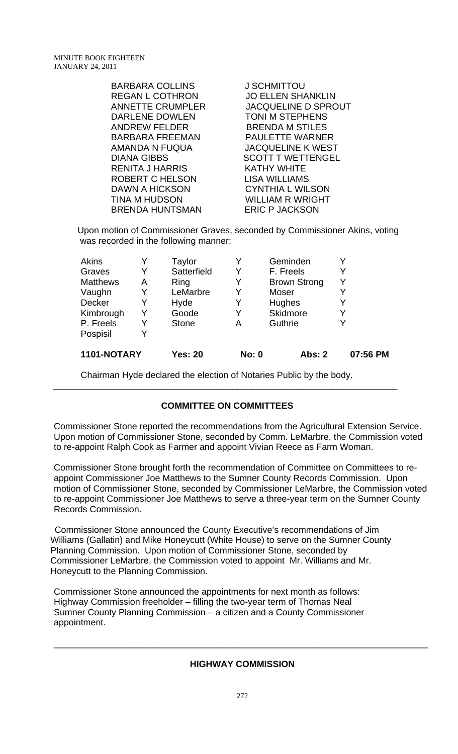| | |
|---|---|
| BARBARA COLLINS | J SCHMITTOU |
| REGAN L COTHRON | JO ELLEN SHANKLIN |
| ANNETTE CRUMPLER | JACQUELINE D SPROUT |
| DARLENE DOWLEN | TONI M STEPHENS |
| ANDREW FELDER | BRENDA M STILES |
| BARBARA FREEMAN | PAULETTE WARNER |
| AMANDA N FUQUA | JACQUELINE K WEST |
| DIANA GIBBS | SCOTT T WETTENGEL |
| RENITA J HARRIS | KATHY WHITE |
| ROBERT C HELSON | LISA WILLIAMS |
| DAWN A HICKSON | CYNTHIA L WILSON |
| TINA M HUDSON | WILLIAM R WRIGHT |
| BRENDA HUNTSMAN | ERIC P JACKSON |

Upon motion of Commissioner Graves, seconded by Commissioner Akins, voting was recorded in the following manner:

| | | | | | |
|---|---|---|---|---|---|
| Akins | Y | Taylor | Y | Geminden | Y |
| Graves | Y | Satterfield | Y | F. Freels | Y |
| Matthews | A | Ring | Y | Brown Strong | Y |
| Vaughn | Y | LeMarbre | Y | Moser | Y |
| Decker | Y | Hyde | Y | Hughes | Y |
| Kimbrough | Y | Goode | Y | Skidmore | Y |
| P. Freels | Y | Stone | A | Guthrie | Y |
| Pospisil | Y | | | | |

**1101-NOTARY** **Yes: 20** **No: 0** **Abs: 2** **07:56 PM**

Chairman Hyde declared the election of Notaries Public by the body.

---

## COMMITTEE ON COMMITTEES

Commissioner Stone reported the recommendations from the Agricultural Extension Service. Upon motion of Commissioner Stone, seconded by Comm. LeMarbre, the Commission voted to re-appoint Ralph Cook as Farmer and appoint Vivian Reece as Farm Woman.

Commissioner Stone brought forth the recommendation of Committee on Committees to re-appoint Commissioner Joe Matthews to the Sumner County Records Commission. Upon motion of Commissioner Stone, seconded by Commissioner LeMarbre, the Commission voted to re-appoint Commissioner Joe Matthews to serve a three-year term on the Sumner County Records Commission.

Commissioner Stone announced the County Executive's recommendations of Jim Williams (Gallatin) and Mike Honeycutt (White House) to serve on the Sumner County Planning Commission. Upon motion of Commissioner Stone, seconded by Commissioner LeMarbre, the Commission voted to appoint Mr. Williams and Mr. Honeycutt to the Planning Commission.

Commissioner Stone announced the appointments for next month as follows:
Highway Commission freeholder – filling the two-year term of Thomas Neal
Sumner County Planning Commission – a citizen and a County Commissioner appointment.

---

## HIGHWAY COMMISSION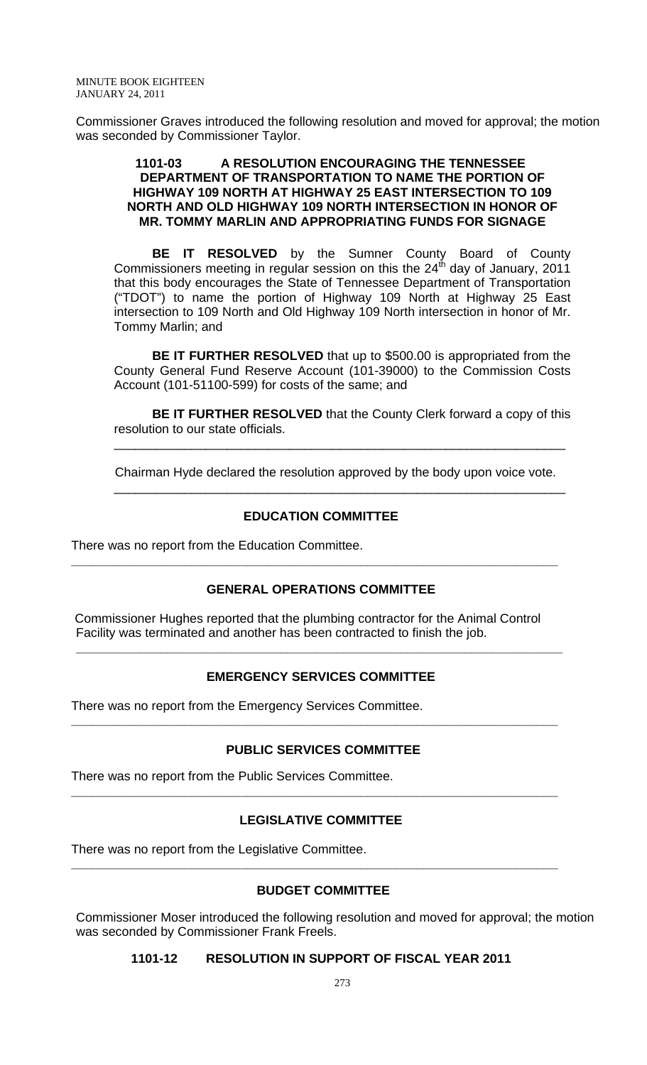Commissioner Graves introduced the following resolution and moved for approval; the motion was seconded by Commissioner Taylor.

**1101-03 A RESOLUTION ENCOURAGING THE TENNESSEE DEPARTMENT OF TRANSPORTATION TO NAME THE PORTION OF HIGHWAY 109 NORTH AT HIGHWAY 25 EAST INTERSECTION TO 109 NORTH AND OLD HIGHWAY 109 NORTH INTERSECTION IN HONOR OF MR. TOMMY MARLIN AND APPROPRIATING FUNDS FOR SIGNAGE**

**BE IT RESOLVED** by the Sumner County Board of County Commissioners meeting in regular session on this the 24th day of January, 2011 that this body encourages the State of Tennessee Department of Transportation ("TDOT") to name the portion of Highway 109 North at Highway 25 East intersection to 109 North and Old Highway 109 North intersection in honor of Mr. Tommy Marlin; and

**BE IT FURTHER RESOLVED** that up to $500.00 is appropriated from the County General Fund Reserve Account (101-39000) to the Commission Costs Account (101-51100-599) for costs of the same; and

**BE IT FURTHER RESOLVED** that the County Clerk forward a copy of this resolution to our state officials.

---

Chairman Hyde declared the resolution approved by the body upon voice vote.

---

## EDUCATION COMMITTEE

There was no report from the Education Committee.

---

## GENERAL OPERATIONS COMMITTEE

Commissioner Hughes reported that the plumbing contractor for the Animal Control Facility was terminated and another has been contracted to finish the job.

---

## EMERGENCY SERVICES COMMITTEE

There was no report from the Emergency Services Committee.

---

## PUBLIC SERVICES COMMITTEE

There was no report from the Public Services Committee.

---

## LEGISLATIVE COMMITTEE

There was no report from the Legislative Committee.

---

## BUDGET COMMITTEE

Commissioner Moser introduced the following resolution and moved for approval; the motion was seconded by Commissioner Frank Freels.

**1101-12 RESOLUTION IN SUPPORT OF FISCAL YEAR 2011**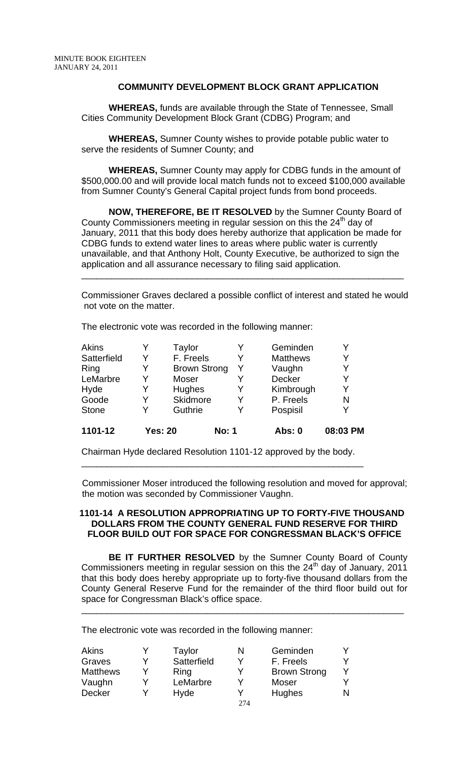## COMMUNITY DEVELOPMENT BLOCK GRANT APPLICATION

**WHEREAS,** funds are available through the State of Tennessee, Small Cities Community Development Block Grant (CDBG) Program; and

**WHEREAS,** Sumner County wishes to provide potable public water to serve the residents of Sumner County; and

**WHEREAS,** Sumner County may apply for CDBG funds in the amount of $500,000.00 and will provide local match funds not to exceed $100,000 available from Sumner County's General Capital project funds from bond proceeds.

**NOW, THEREFORE, BE IT RESOLVED** by the Sumner County Board of County Commissioners meeting in regular session on this the 24th day of January, 2011 that this body does hereby authorize that application be made for CDBG funds to extend water lines to areas where public water is currently unavailable, and that Anthony Holt, County Executive, be authorized to sign the application and all assurance necessary to filing said application.

---

Commissioner Graves declared a possible conflict of interest and stated he would not vote on the matter.

The electronic vote was recorded in the following manner:

| | | | | | |
|---|---|---|---|---|---|
| Akins | Y | Taylor | Y | Geminden | Y |
| Satterfield | Y | F. Freels | Y | Matthews | Y |
| Ring | Y | Brown Strong | Y | Vaughn | Y |
| LeMarbre | Y | Moser | Y | Decker | Y |
| Hyde | Y | Hughes | Y | Kimbrough | Y |
| Goode | Y | Skidmore | Y | P. Freels | N |
| Stone | Y | Guthrie | Y | Pospisil | Y |

**1101-12 Yes: 20 No: 1 Abs: 0 08:03 PM**

Chairman Hyde declared Resolution 1101-12 approved by the body.

---

Commissioner Moser introduced the following resolution and moved for approval; the motion was seconded by Commissioner Vaughn.

### 1101-14 A RESOLUTION APPROPRIATING UP TO FORTY-FIVE THOUSAND DOLLARS FROM THE COUNTY GENERAL FUND RESERVE FOR THIRD FLOOR BUILD OUT FOR SPACE FOR CONGRESSMAN BLACK'S OFFICE

**BE IT FURTHER RESOLVED** by the Sumner County Board of County Commissioners meeting in regular session on this the 24th day of January, 2011 that this body does hereby appropriate up to forty-five thousand dollars from the County General Reserve Fund for the remainder of the third floor build out for space for Congressman Black's office space.

---

The electronic vote was recorded in the following manner:

| | | | | | |
|---|---|---|---|---|---|
| Akins | Y | Taylor | N | Geminden | Y |
| Graves | Y | Satterfield | Y | F. Freels | Y |
| Matthews | Y | Ring | Y | Brown Strong | Y |
| Vaughn | Y | LeMarbre | Y | Moser | Y |
| Decker | Y | Hyde | Y | Hughes | N |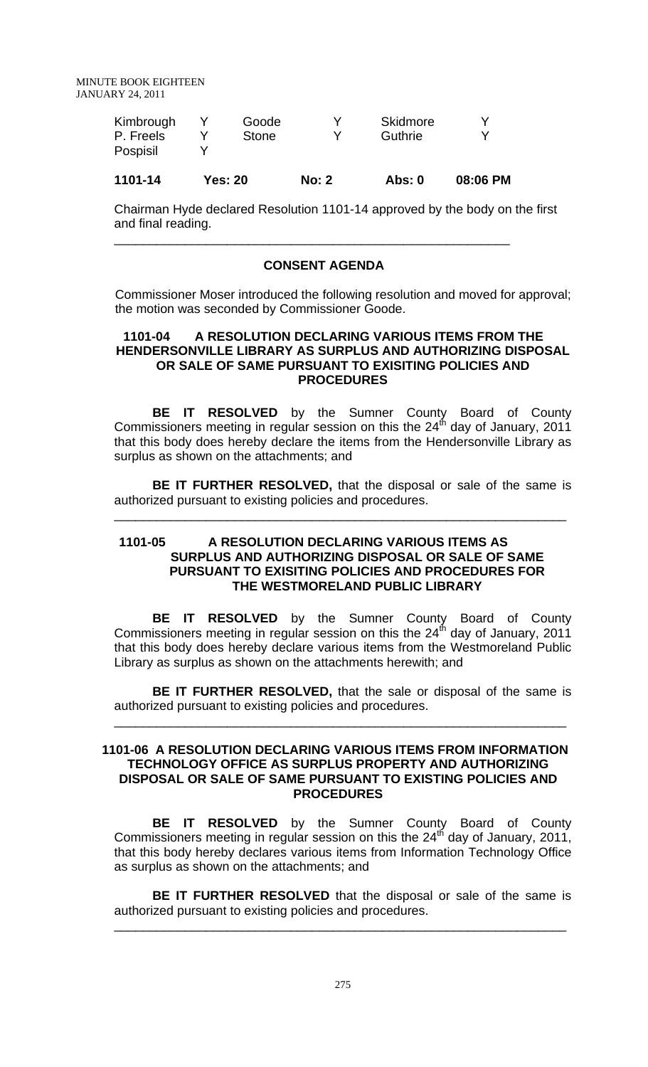| Kimbrough | Y | Goode | Y | Skidmore | Y |
|---|---|---|---|---|---|
| P. Freels | Y | Stone | Y | Guthrie | Y |
| Pospisil | Y | | | | |

| 1101-14 | Yes: 20 | No: 2 | Abs: 0 | 08:06 PM |
|---|---|---|---|---|

Chairman Hyde declared Resolution 1101-14 approved by the body on the first and final reading.

---

**CONSENT AGENDA**

Commissioner Moser introduced the following resolution and moved for approval; the motion was seconded by Commissioner Goode.

**1101-04 A RESOLUTION DECLARING VARIOUS ITEMS FROM THE HENDERSONVILLE LIBRARY AS SURPLUS AND AUTHORIZING DISPOSAL OR SALE OF SAME PURSUANT TO EXISITING POLICIES AND PROCEDURES**

**BE IT RESOLVED** by the Sumner County Board of County Commissioners meeting in regular session on this the 24th day of January, 2011 that this body does hereby declare the items from the Hendersonville Library as surplus as shown on the attachments; and

**BE IT FURTHER RESOLVED,** that the disposal or sale of the same is authorized pursuant to existing policies and procedures.

---

**1101-05 A RESOLUTION DECLARING VARIOUS ITEMS AS SURPLUS AND AUTHORIZING DISPOSAL OR SALE OF SAME PURSUANT TO EXISITING POLICIES AND PROCEDURES FOR THE WESTMORELAND PUBLIC LIBRARY**

**BE IT RESOLVED** by the Sumner County Board of County Commissioners meeting in regular session on this the 24th day of January, 2011 that this body does hereby declare various items from the Westmoreland Public Library as surplus as shown on the attachments herewith; and

**BE IT FURTHER RESOLVED,** that the sale or disposal of the same is authorized pursuant to existing policies and procedures.

---

**1101-06 A RESOLUTION DECLARING VARIOUS ITEMS FROM INFORMATION TECHNOLOGY OFFICE AS SURPLUS PROPERTY AND AUTHORIZING DISPOSAL OR SALE OF SAME PURSUANT TO EXISTING POLICIES AND PROCEDURES**

**BE IT RESOLVED** by the Sumner County Board of County Commissioners meeting in regular session on this the 24th day of January, 2011, that this body hereby declares various items from Information Technology Office as surplus as shown on the attachments; and

**BE IT FURTHER RESOLVED** that the disposal or sale of the same is authorized pursuant to existing policies and procedures.

---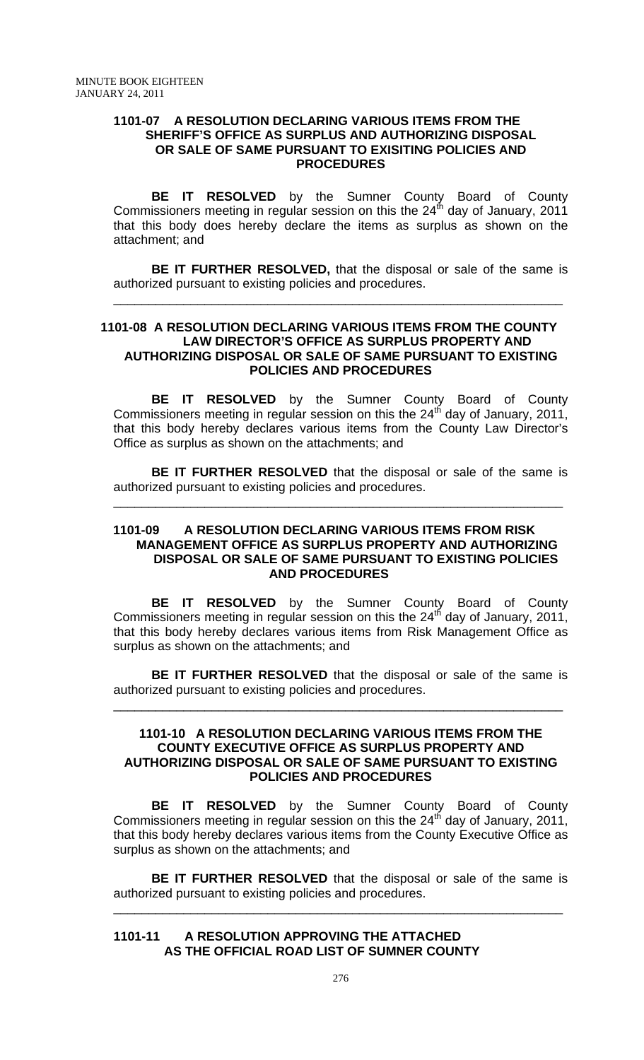**1101-07 A RESOLUTION DECLARING VARIOUS ITEMS FROM THE SHERIFF'S OFFICE AS SURPLUS AND AUTHORIZING DISPOSAL OR SALE OF SAME PURSUANT TO EXISITING POLICIES AND PROCEDURES**

**BE IT RESOLVED** by the Sumner County Board of County Commissioners meeting in regular session on this the 24th day of January, 2011 that this body does hereby declare the items as surplus as shown on the attachment; and

**BE IT FURTHER RESOLVED,** that the disposal or sale of the same is authorized pursuant to existing policies and procedures.

---

**1101-08 A RESOLUTION DECLARING VARIOUS ITEMS FROM THE COUNTY LAW DIRECTOR'S OFFICE AS SURPLUS PROPERTY AND AUTHORIZING DISPOSAL OR SALE OF SAME PURSUANT TO EXISTING POLICIES AND PROCEDURES**

**BE IT RESOLVED** by the Sumner County Board of County Commissioners meeting in regular session on this the 24th day of January, 2011, that this body hereby declares various items from the County Law Director's Office as surplus as shown on the attachments; and

**BE IT FURTHER RESOLVED** that the disposal or sale of the same is authorized pursuant to existing policies and procedures.

---

**1101-09 A RESOLUTION DECLARING VARIOUS ITEMS FROM RISK MANAGEMENT OFFICE AS SURPLUS PROPERTY AND AUTHORIZING DISPOSAL OR SALE OF SAME PURSUANT TO EXISTING POLICIES AND PROCEDURES**

**BE IT RESOLVED** by the Sumner County Board of County Commissioners meeting in regular session on this the 24th day of January, 2011, that this body hereby declares various items from Risk Management Office as surplus as shown on the attachments; and

**BE IT FURTHER RESOLVED** that the disposal or sale of the same is authorized pursuant to existing policies and procedures.

---

**1101-10 A RESOLUTION DECLARING VARIOUS ITEMS FROM THE COUNTY EXECUTIVE OFFICE AS SURPLUS PROPERTY AND AUTHORIZING DISPOSAL OR SALE OF SAME PURSUANT TO EXISTING POLICIES AND PROCEDURES**

**BE IT RESOLVED** by the Sumner County Board of County Commissioners meeting in regular session on this the 24th day of January, 2011, that this body hereby declares various items from the County Executive Office as surplus as shown on the attachments; and

**BE IT FURTHER RESOLVED** that the disposal or sale of the same is authorized pursuant to existing policies and procedures.

---

**1101-11 A RESOLUTION APPROVING THE ATTACHED AS THE OFFICIAL ROAD LIST OF SUMNER COUNTY**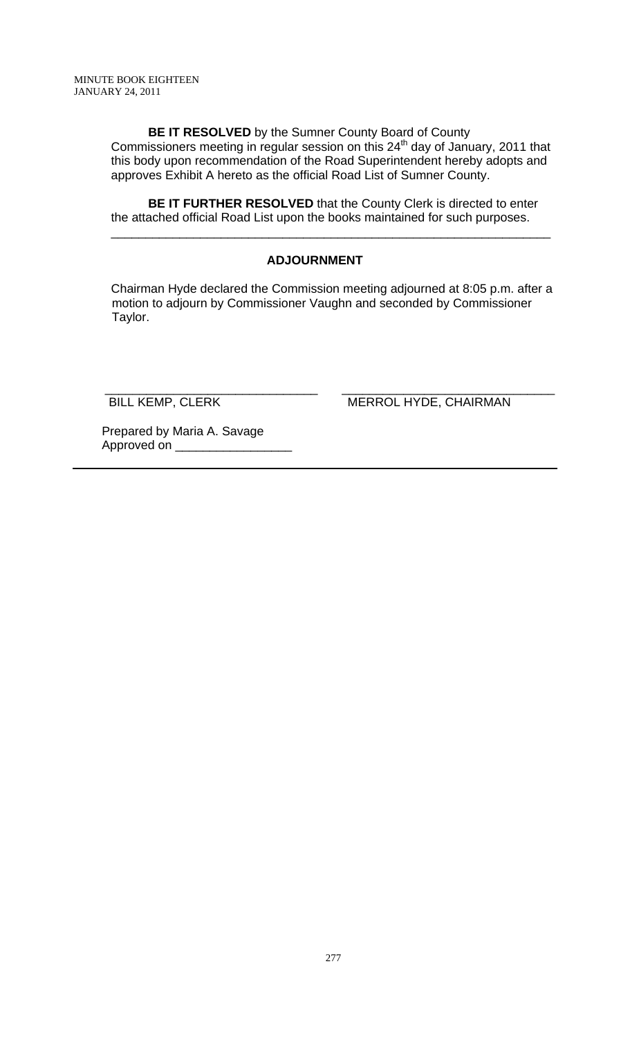**BE IT RESOLVED** by the Sumner County Board of County Commissioners meeting in regular session on this 24th day of January, 2011 that this body upon recommendation of the Road Superintendent hereby adopts and approves Exhibit A hereto as the official Road List of Sumner County.

**BE IT FURTHER RESOLVED** that the County Clerk is directed to enter the attached official Road List upon the books maintained for such purposes.

---

## ADJOURNMENT

Chairman Hyde declared the Commission meeting adjourned at 8:05 p.m. after a motion to adjourn by Commissioner Vaughn and seconded by Commissioner Taylor.

_______________________________ _______________________________
BILL KEMP, CLERK MERROL HYDE, CHAIRMAN

Prepared by Maria A. Savage
Approved on _________________